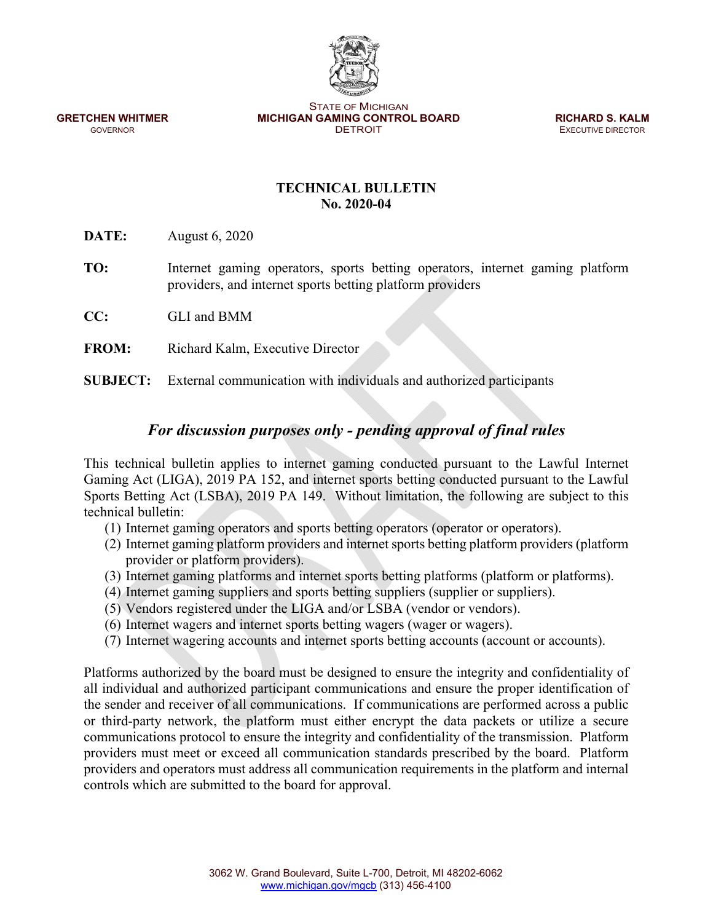**GRETCHEN WHITMER**
GOVERNOR

STATE OF MICHIGAN
**MICHIGAN GAMING CONTROL BOARD**
DETROIT

**RICHARD S. KALM**
EXECUTIVE DIRECTOR

# TECHNICAL BULLETIN
## No. 2020-04

**DATE:** August 6, 2020

**TO:** Internet gaming operators, sports betting operators, internet gaming platform providers, and internet sports betting platform providers

**CC:** GLI and BMM

**FROM:** Richard Kalm, Executive Director

**SUBJECT:** External communication with individuals and authorized participants

### *For discussion purposes only - pending approval of final rules*

This technical bulletin applies to internet gaming conducted pursuant to the Lawful Internet Gaming Act (LIGA), 2019 PA 152, and internet sports betting conducted pursuant to the Lawful Sports Betting Act (LSBA), 2019 PA 149. Without limitation, the following are subject to this technical bulletin:

(1) Internet gaming operators and sports betting operators (operator or operators).
(2) Internet gaming platform providers and internet sports betting platform providers (platform provider or platform providers).
(3) Internet gaming platforms and internet sports betting platforms (platform or platforms).
(4) Internet gaming suppliers and sports betting suppliers (supplier or suppliers).
(5) Vendors registered under the LIGA and/or LSBA (vendor or vendors).
(6) Internet wagers and internet sports betting wagers (wager or wagers).
(7) Internet wagering accounts and internet sports betting accounts (account or accounts).

Platforms authorized by the board must be designed to ensure the integrity and confidentiality of all individual and authorized participant communications and ensure the proper identification of the sender and receiver of all communications. If communications are performed across a public or third-party network, the platform must either encrypt the data packets or utilize a secure communications protocol to ensure the integrity and confidentiality of the transmission. Platform providers must meet or exceed all communication standards prescribed by the board. Platform providers and operators must address all communication requirements in the platform and internal controls which are submitted to the board for approval.

3062 W. Grand Boulevard, Suite L-700, Detroit, MI 48202-6062
www.michigan.gov/mgcb (313) 456-4100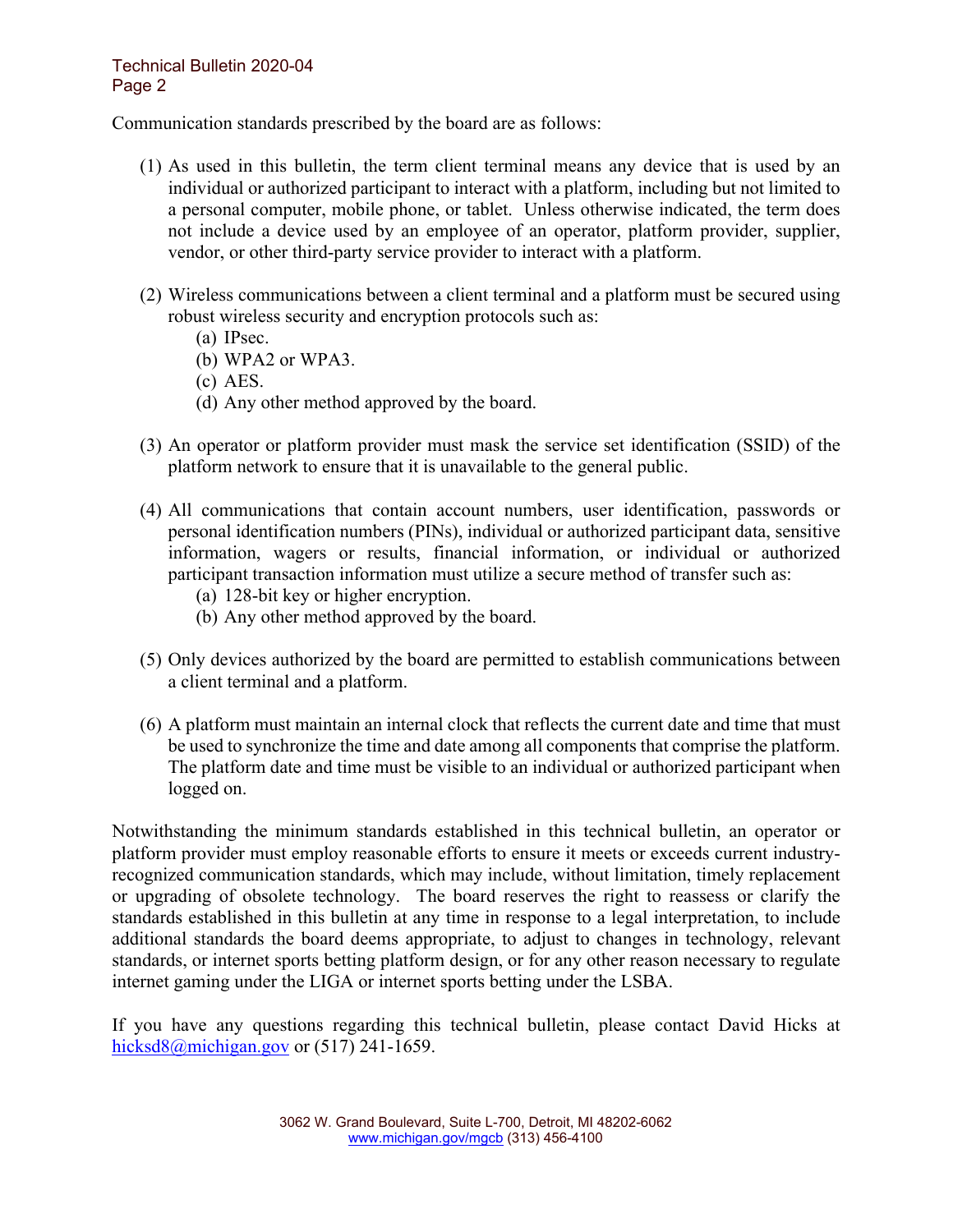Communication standards prescribed by the board are as follows:

(1) As used in this bulletin, the term client terminal means any device that is used by an individual or authorized participant to interact with a platform, including but not limited to a personal computer, mobile phone, or tablet. Unless otherwise indicated, the term does not include a device used by an employee of an operator, platform provider, supplier, vendor, or other third-party service provider to interact with a platform.

(2) Wireless communications between a client terminal and a platform must be secured using robust wireless security and encryption protocols such as:
   - (a) IPsec.
   - (b) WPA2 or WPA3.
   - (c) AES.
   - (d) Any other method approved by the board.

(3) An operator or platform provider must mask the service set identification (SSID) of the platform network to ensure that it is unavailable to the general public.

(4) All communications that contain account numbers, user identification, passwords or personal identification numbers (PINs), individual or authorized participant data, sensitive information, wagers or results, financial information, or individual or authorized participant transaction information must utilize a secure method of transfer such as:
   - (a) 128-bit key or higher encryption.
   - (b) Any other method approved by the board.

(5) Only devices authorized by the board are permitted to establish communications between a client terminal and a platform.

(6) A platform must maintain an internal clock that reflects the current date and time that must be used to synchronize the time and date among all components that comprise the platform. The platform date and time must be visible to an individual or authorized participant when logged on.

Notwithstanding the minimum standards established in this technical bulletin, an operator or platform provider must employ reasonable efforts to ensure it meets or exceeds current industry-recognized communication standards, which may include, without limitation, timely replacement or upgrading of obsolete technology. The board reserves the right to reassess or clarify the standards established in this bulletin at any time in response to a legal interpretation, to include additional standards the board deems appropriate, to adjust to changes in technology, relevant standards, or internet sports betting platform design, or for any other reason necessary to regulate internet gaming under the LIGA or internet sports betting under the LSBA.

If you have any questions regarding this technical bulletin, please contact David Hicks at hicksd8@michigan.gov or (517) 241-1659.